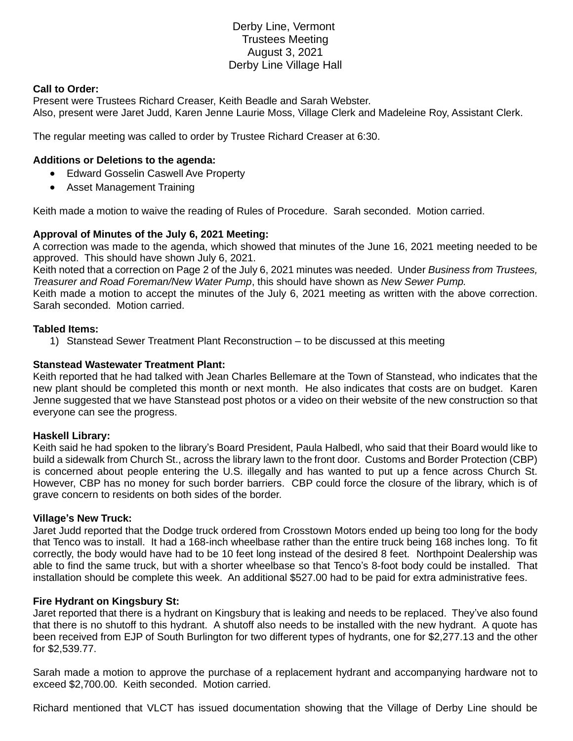Derby Line, Vermont
Trustees Meeting
August 3, 2021
Derby Line Village Hall

**Call to Order:**
Present were Trustees Richard Creaser, Keith Beadle and Sarah Webster.
Also, present were Jaret Judd, Karen Jenne Laurie Moss, Village Clerk and Madeleine Roy, Assistant Clerk.

The regular meeting was called to order by Trustee Richard Creaser at 6:30.

**Additions or Deletions to the agenda:**

- Edward Gosselin Caswell Ave Property
- Asset Management Training

Keith made a motion to waive the reading of Rules of Procedure. Sarah seconded. Motion carried.

**Approval of Minutes of the July 6, 2021 Meeting:**
A correction was made to the agenda, which showed that minutes of the June 16, 2021 meeting needed to be approved. This should have shown July 6, 2021.
Keith noted that a correction on Page 2 of the July 6, 2021 minutes was needed. Under *Business from Trustees, Treasurer and Road Foreman/New Water Pump*, this should have shown as *New Sewer Pump.*
Keith made a motion to accept the minutes of the July 6, 2021 meeting as written with the above correction. Sarah seconded. Motion carried.

**Tabled Items:**

1) Stanstead Sewer Treatment Plant Reconstruction – to be discussed at this meeting

**Stanstead Wastewater Treatment Plant:**
Keith reported that he had talked with Jean Charles Bellemare at the Town of Stanstead, who indicates that the new plant should be completed this month or next month. He also indicates that costs are on budget. Karen Jenne suggested that we have Stanstead post photos or a video on their website of the new construction so that everyone can see the progress.

**Haskell Library:**
Keith said he had spoken to the library's Board President, Paula Halbedl, who said that their Board would like to build a sidewalk from Church St., across the library lawn to the front door. Customs and Border Protection (CBP) is concerned about people entering the U.S. illegally and has wanted to put up a fence across Church St. However, CBP has no money for such border barriers. CBP could force the closure of the library, which is of grave concern to residents on both sides of the border.

**Village's New Truck:**
Jaret Judd reported that the Dodge truck ordered from Crosstown Motors ended up being too long for the body that Tenco was to install. It had a 168-inch wheelbase rather than the entire truck being 168 inches long. To fit correctly, the body would have had to be 10 feet long instead of the desired 8 feet. Northpoint Dealership was able to find the same truck, but with a shorter wheelbase so that Tenco's 8-foot body could be installed. That installation should be complete this week. An additional $527.00 had to be paid for extra administrative fees.

**Fire Hydrant on Kingsbury St:**
Jaret reported that there is a hydrant on Kingsbury that is leaking and needs to be replaced. They've also found that there is no shutoff to this hydrant. A shutoff also needs to be installed with the new hydrant. A quote has been received from EJP of South Burlington for two different types of hydrants, one for $2,277.13 and the other for $2,539.77.

Sarah made a motion to approve the purchase of a replacement hydrant and accompanying hardware not to exceed $2,700.00. Keith seconded. Motion carried.

Richard mentioned that VLCT has issued documentation showing that the Village of Derby Line should be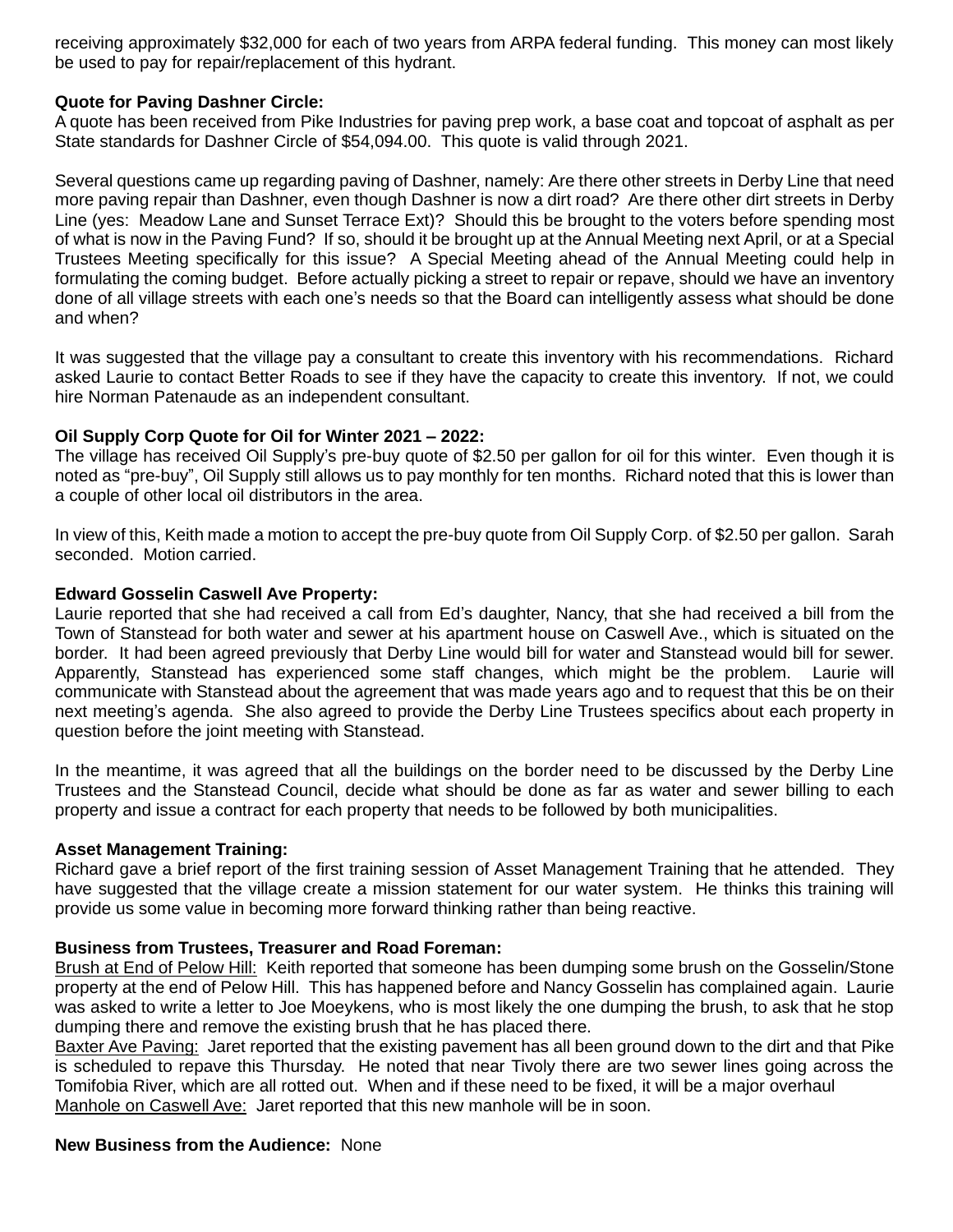receiving approximately $32,000 for each of two years from ARPA federal funding. This money can most likely be used to pay for repair/replacement of this hydrant.

**Quote for Paving Dashner Circle:**
A quote has been received from Pike Industries for paving prep work, a base coat and topcoat of asphalt as per State standards for Dashner Circle of $54,094.00. This quote is valid through 2021.

Several questions came up regarding paving of Dashner, namely: Are there other streets in Derby Line that need more paving repair than Dashner, even though Dashner is now a dirt road? Are there other dirt streets in Derby Line (yes: Meadow Lane and Sunset Terrace Ext)? Should this be brought to the voters before spending most of what is now in the Paving Fund? If so, should it be brought up at the Annual Meeting next April, or at a Special Trustees Meeting specifically for this issue? A Special Meeting ahead of the Annual Meeting could help in formulating the coming budget. Before actually picking a street to repair or repave, should we have an inventory done of all village streets with each one's needs so that the Board can intelligently assess what should be done and when?

It was suggested that the village pay a consultant to create this inventory with his recommendations. Richard asked Laurie to contact Better Roads to see if they have the capacity to create this inventory. If not, we could hire Norman Patenaude as an independent consultant.

**Oil Supply Corp Quote for Oil for Winter 2021 – 2022:**
The village has received Oil Supply's pre-buy quote of $2.50 per gallon for oil for this winter. Even though it is noted as "pre-buy", Oil Supply still allows us to pay monthly for ten months. Richard noted that this is lower than a couple of other local oil distributors in the area.

In view of this, Keith made a motion to accept the pre-buy quote from Oil Supply Corp. of $2.50 per gallon. Sarah seconded. Motion carried.

**Edward Gosselin Caswell Ave Property:**
Laurie reported that she had received a call from Ed's daughter, Nancy, that she had received a bill from the Town of Stanstead for both water and sewer at his apartment house on Caswell Ave., which is situated on the border. It had been agreed previously that Derby Line would bill for water and Stanstead would bill for sewer. Apparently, Stanstead has experienced some staff changes, which might be the problem. Laurie will communicate with Stanstead about the agreement that was made years ago and to request that this be on their next meeting's agenda. She also agreed to provide the Derby Line Trustees specifics about each property in question before the joint meeting with Stanstead.

In the meantime, it was agreed that all the buildings on the border need to be discussed by the Derby Line Trustees and the Stanstead Council, decide what should be done as far as water and sewer billing to each property and issue a contract for each property that needs to be followed by both municipalities.

**Asset Management Training:**
Richard gave a brief report of the first training session of Asset Management Training that he attended. They have suggested that the village create a mission statement for our water system. He thinks this training will provide us some value in becoming more forward thinking rather than being reactive.

**Business from Trustees, Treasurer and Road Foreman:**
<u>Brush at End of Pelow Hill:</u> Keith reported that someone has been dumping some brush on the Gosselin/Stone property at the end of Pelow Hill. This has happened before and Nancy Gosselin has complained again. Laurie was asked to write a letter to Joe Moeykens, who is most likely the one dumping the brush, to ask that he stop dumping there and remove the existing brush that he has placed there.
<u>Baxter Ave Paving:</u> Jaret reported that the existing pavement has all been ground down to the dirt and that Pike is scheduled to repave this Thursday. He noted that near Tivoly there are two sewer lines going across the Tomifobia River, which are all rotted out. When and if these need to be fixed, it will be a major overhaul
<u>Manhole on Caswell Ave:</u> Jaret reported that this new manhole will be in soon.

**New Business from the Audience:** None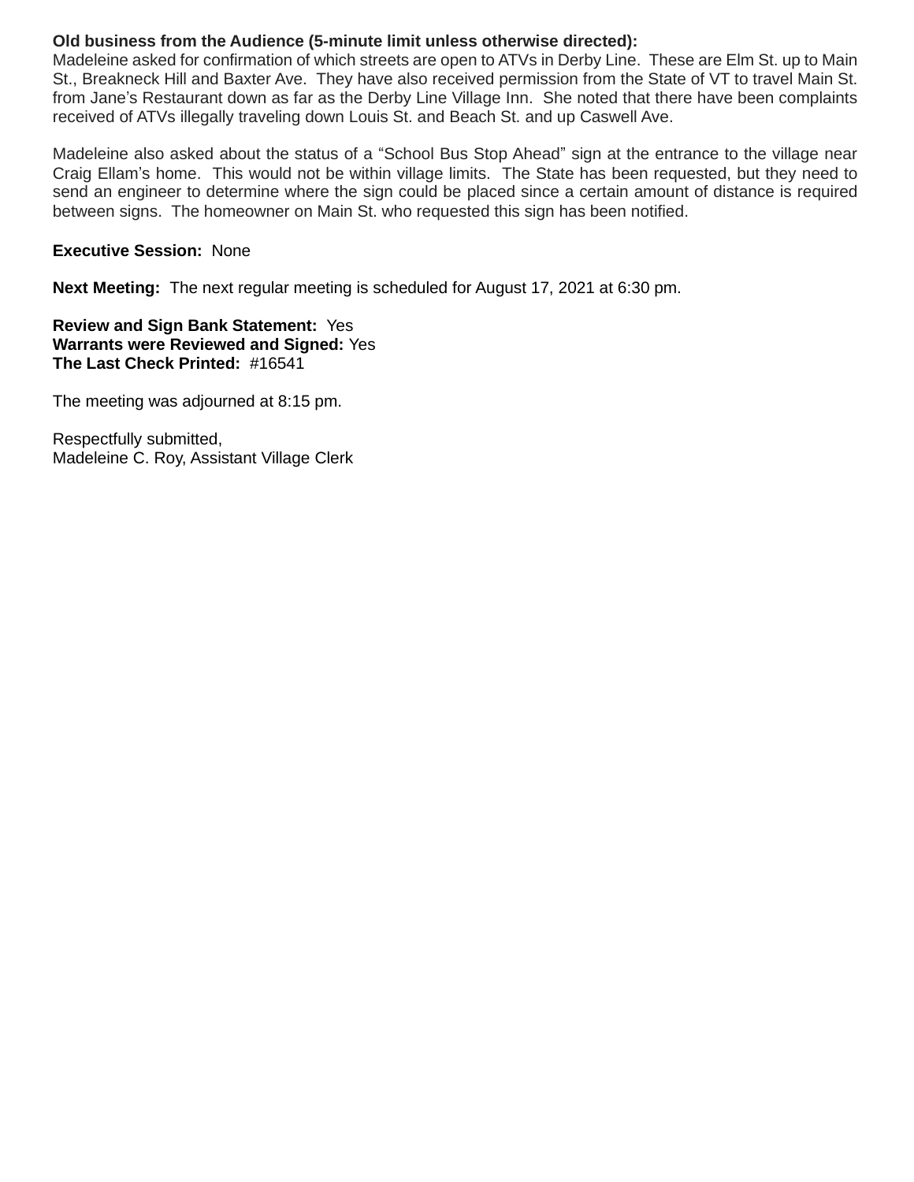**Old business from the Audience (5-minute limit unless otherwise directed):**
Madeleine asked for confirmation of which streets are open to ATVs in Derby Line. These are Elm St. up to Main St., Breakneck Hill and Baxter Ave. They have also received permission from the State of VT to travel Main St. from Jane's Restaurant down as far as the Derby Line Village Inn. She noted that there have been complaints received of ATVs illegally traveling down Louis St. and Beach St. and up Caswell Ave.

Madeleine also asked about the status of a "School Bus Stop Ahead" sign at the entrance to the village near Craig Ellam's home. This would not be within village limits. The State has been requested, but they need to send an engineer to determine where the sign could be placed since a certain amount of distance is required between signs. The homeowner on Main St. who requested this sign has been notified.

**Executive Session:** None

**Next Meeting:** The next regular meeting is scheduled for August 17, 2021 at 6:30 pm.

**Review and Sign Bank Statement:** Yes
**Warrants were Reviewed and Signed:** Yes
**The Last Check Printed:** #16541

The meeting was adjourned at 8:15 pm.

Respectfully submitted,
Madeleine C. Roy, Assistant Village Clerk